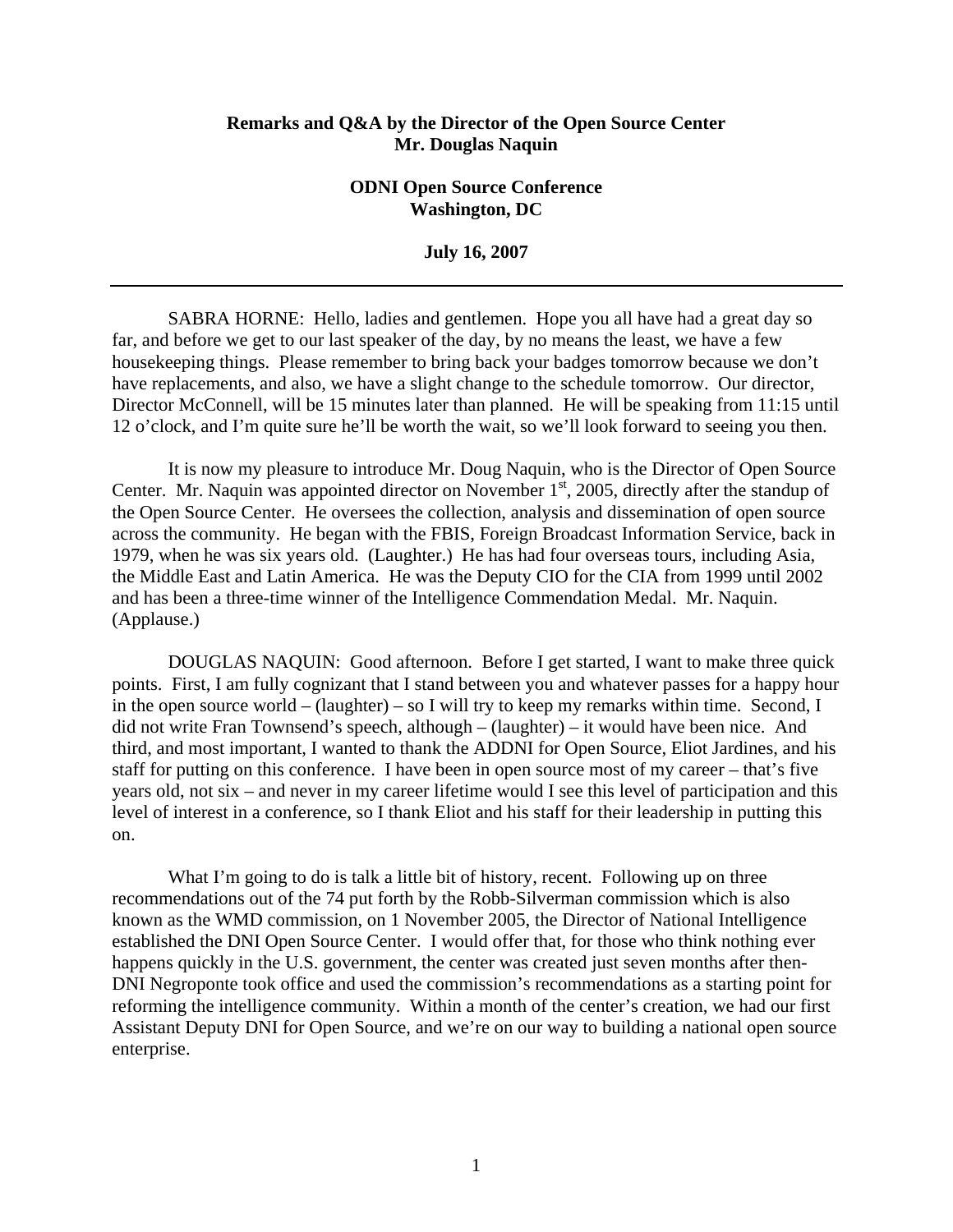**Remarks and Q&A by the Director of the Open Source Center**
**Mr. Douglas Naquin**

**ODNI Open Source Conference**
**Washington, DC**

**July 16, 2007**

---

SABRA HORNE: Hello, ladies and gentlemen. Hope you all have had a great day so far, and before we get to our last speaker of the day, by no means the least, we have a few housekeeping things. Please remember to bring back your badges tomorrow because we don't have replacements, and also, we have a slight change to the schedule tomorrow. Our director, Director McConnell, will be 15 minutes later than planned. He will be speaking from 11:15 until 12 o'clock, and I'm quite sure he'll be worth the wait, so we'll look forward to seeing you then.

It is now my pleasure to introduce Mr. Doug Naquin, who is the Director of Open Source Center. Mr. Naquin was appointed director on November 1st, 2005, directly after the standup of the Open Source Center. He oversees the collection, analysis and dissemination of open source across the community. He began with the FBIS, Foreign Broadcast Information Service, back in 1979, when he was six years old. (Laughter.) He has had four overseas tours, including Asia, the Middle East and Latin America. He was the Deputy CIO for the CIA from 1999 until 2002 and has been a three-time winner of the Intelligence Commendation Medal. Mr. Naquin. (Applause.)

DOUGLAS NAQUIN: Good afternoon. Before I get started, I want to make three quick points. First, I am fully cognizant that I stand between you and whatever passes for a happy hour in the open source world – (laughter) – so I will try to keep my remarks within time. Second, I did not write Fran Townsend's speech, although – (laughter) – it would have been nice. And third, and most important, I wanted to thank the ADDNI for Open Source, Eliot Jardines, and his staff for putting on this conference. I have been in open source most of my career – that's five years old, not six – and never in my career lifetime would I see this level of participation and this level of interest in a conference, so I thank Eliot and his staff for their leadership in putting this on.

What I'm going to do is talk a little bit of history, recent. Following up on three recommendations out of the 74 put forth by the Robb-Silverman commission which is also known as the WMD commission, on 1 November 2005, the Director of National Intelligence established the DNI Open Source Center. I would offer that, for those who think nothing ever happens quickly in the U.S. government, the center was created just seven months after then-DNI Negroponte took office and used the commission's recommendations as a starting point for reforming the intelligence community. Within a month of the center's creation, we had our first Assistant Deputy DNI for Open Source, and we're on our way to building a national open source enterprise.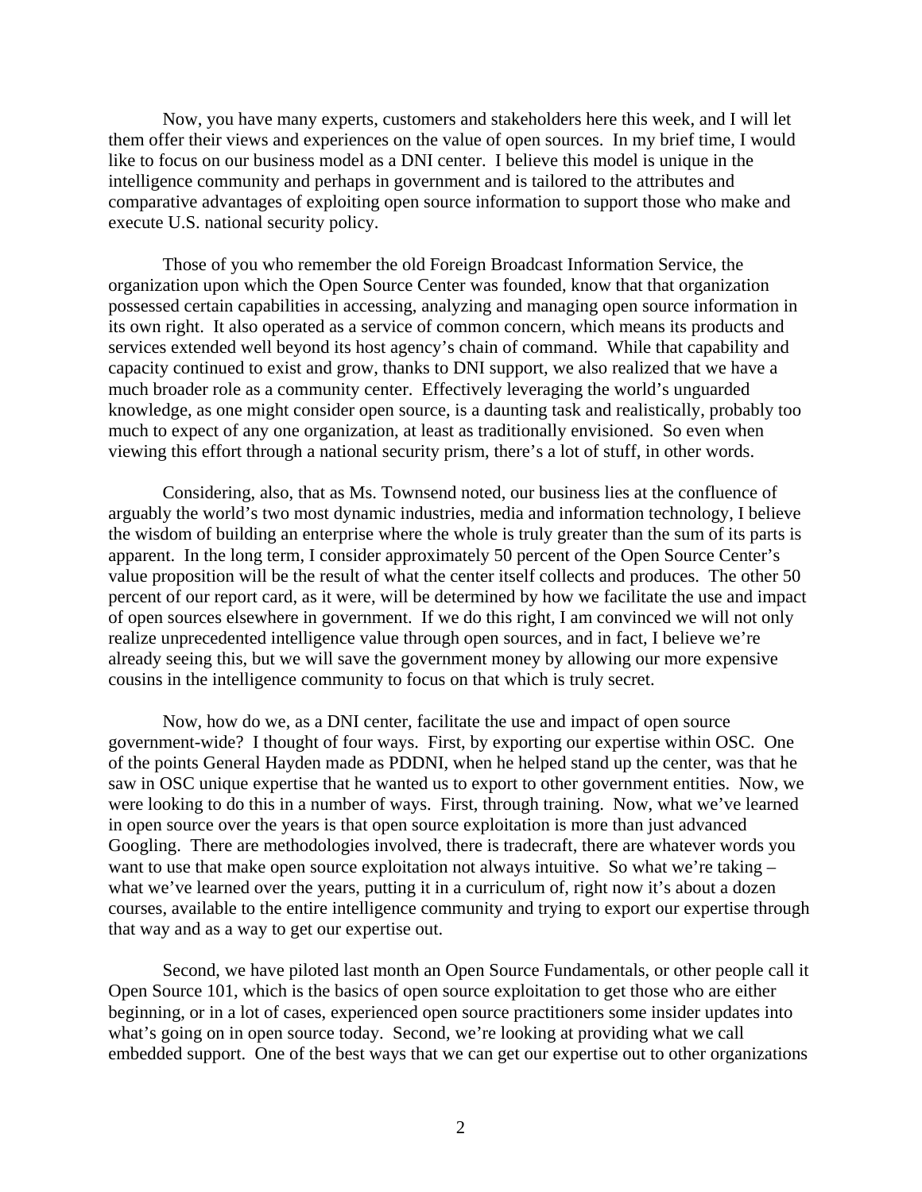Now, you have many experts, customers and stakeholders here this week, and I will let them offer their views and experiences on the value of open sources. In my brief time, I would like to focus on our business model as a DNI center. I believe this model is unique in the intelligence community and perhaps in government and is tailored to the attributes and comparative advantages of exploiting open source information to support those who make and execute U.S. national security policy.

Those of you who remember the old Foreign Broadcast Information Service, the organization upon which the Open Source Center was founded, know that that organization possessed certain capabilities in accessing, analyzing and managing open source information in its own right. It also operated as a service of common concern, which means its products and services extended well beyond its host agency's chain of command. While that capability and capacity continued to exist and grow, thanks to DNI support, we also realized that we have a much broader role as a community center. Effectively leveraging the world's unguarded knowledge, as one might consider open source, is a daunting task and realistically, probably too much to expect of any one organization, at least as traditionally envisioned. So even when viewing this effort through a national security prism, there's a lot of stuff, in other words.

Considering, also, that as Ms. Townsend noted, our business lies at the confluence of arguably the world's two most dynamic industries, media and information technology, I believe the wisdom of building an enterprise where the whole is truly greater than the sum of its parts is apparent. In the long term, I consider approximately 50 percent of the Open Source Center's value proposition will be the result of what the center itself collects and produces. The other 50 percent of our report card, as it were, will be determined by how we facilitate the use and impact of open sources elsewhere in government. If we do this right, I am convinced we will not only realize unprecedented intelligence value through open sources, and in fact, I believe we're already seeing this, but we will save the government money by allowing our more expensive cousins in the intelligence community to focus on that which is truly secret.

Now, how do we, as a DNI center, facilitate the use and impact of open source government-wide? I thought of four ways. First, by exporting our expertise within OSC. One of the points General Hayden made as PDDNI, when he helped stand up the center, was that he saw in OSC unique expertise that he wanted us to export to other government entities. Now, we were looking to do this in a number of ways. First, through training. Now, what we've learned in open source over the years is that open source exploitation is more than just advanced Googling. There are methodologies involved, there is tradecraft, there are whatever words you want to use that make open source exploitation not always intuitive. So what we're taking – what we've learned over the years, putting it in a curriculum of, right now it's about a dozen courses, available to the entire intelligence community and trying to export our expertise through that way and as a way to get our expertise out.

Second, we have piloted last month an Open Source Fundamentals, or other people call it Open Source 101, which is the basics of open source exploitation to get those who are either beginning, or in a lot of cases, experienced open source practitioners some insider updates into what's going on in open source today. Second, we're looking at providing what we call embedded support. One of the best ways that we can get our expertise out to other organizations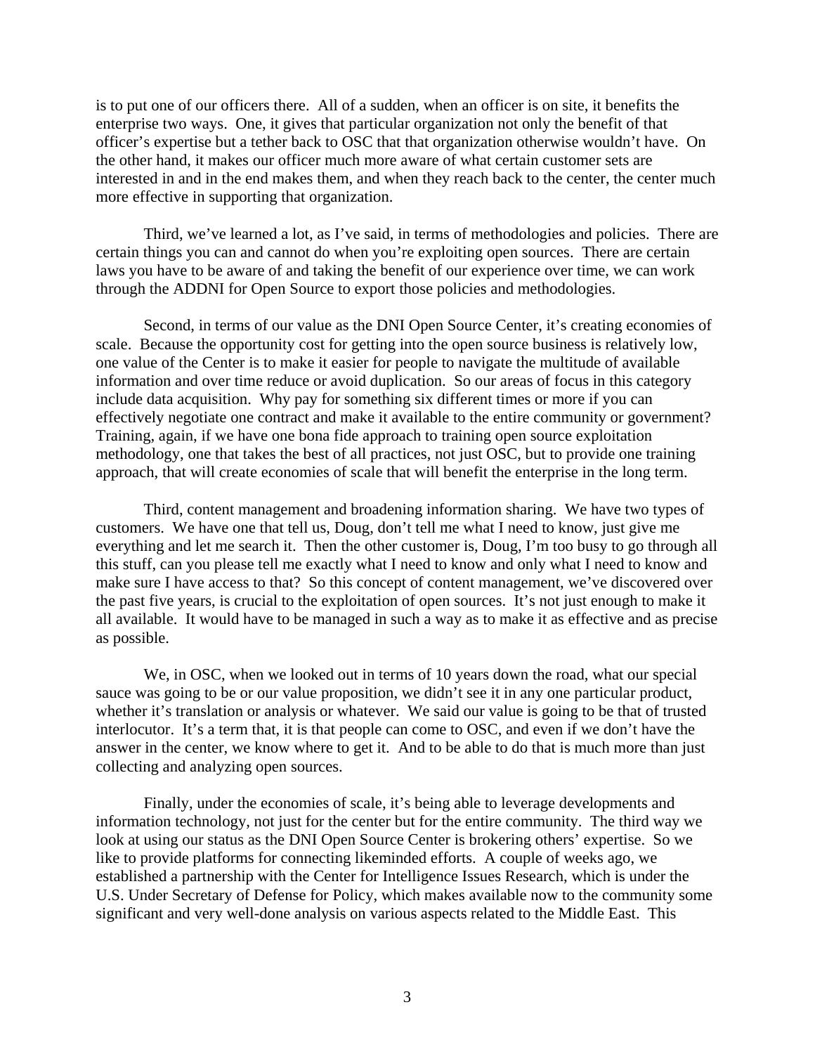is to put one of our officers there. All of a sudden, when an officer is on site, it benefits the enterprise two ways. One, it gives that particular organization not only the benefit of that officer's expertise but a tether back to OSC that that organization otherwise wouldn't have. On the other hand, it makes our officer much more aware of what certain customer sets are interested in and in the end makes them, and when they reach back to the center, the center much more effective in supporting that organization.

Third, we've learned a lot, as I've said, in terms of methodologies and policies. There are certain things you can and cannot do when you're exploiting open sources. There are certain laws you have to be aware of and taking the benefit of our experience over time, we can work through the ADDNI for Open Source to export those policies and methodologies.

Second, in terms of our value as the DNI Open Source Center, it's creating economies of scale. Because the opportunity cost for getting into the open source business is relatively low, one value of the Center is to make it easier for people to navigate the multitude of available information and over time reduce or avoid duplication. So our areas of focus in this category include data acquisition. Why pay for something six different times or more if you can effectively negotiate one contract and make it available to the entire community or government? Training, again, if we have one bona fide approach to training open source exploitation methodology, one that takes the best of all practices, not just OSC, but to provide one training approach, that will create economies of scale that will benefit the enterprise in the long term.

Third, content management and broadening information sharing. We have two types of customers. We have one that tell us, Doug, don't tell me what I need to know, just give me everything and let me search it. Then the other customer is, Doug, I'm too busy to go through all this stuff, can you please tell me exactly what I need to know and only what I need to know and make sure I have access to that? So this concept of content management, we've discovered over the past five years, is crucial to the exploitation of open sources. It's not just enough to make it all available. It would have to be managed in such a way as to make it as effective and as precise as possible.

We, in OSC, when we looked out in terms of 10 years down the road, what our special sauce was going to be or our value proposition, we didn't see it in any one particular product, whether it's translation or analysis or whatever. We said our value is going to be that of trusted interlocutor. It's a term that, it is that people can come to OSC, and even if we don't have the answer in the center, we know where to get it. And to be able to do that is much more than just collecting and analyzing open sources.

Finally, under the economies of scale, it's being able to leverage developments and information technology, not just for the center but for the entire community. The third way we look at using our status as the DNI Open Source Center is brokering others' expertise. So we like to provide platforms for connecting likeminded efforts. A couple of weeks ago, we established a partnership with the Center for Intelligence Issues Research, which is under the U.S. Under Secretary of Defense for Policy, which makes available now to the community some significant and very well-done analysis on various aspects related to the Middle East. This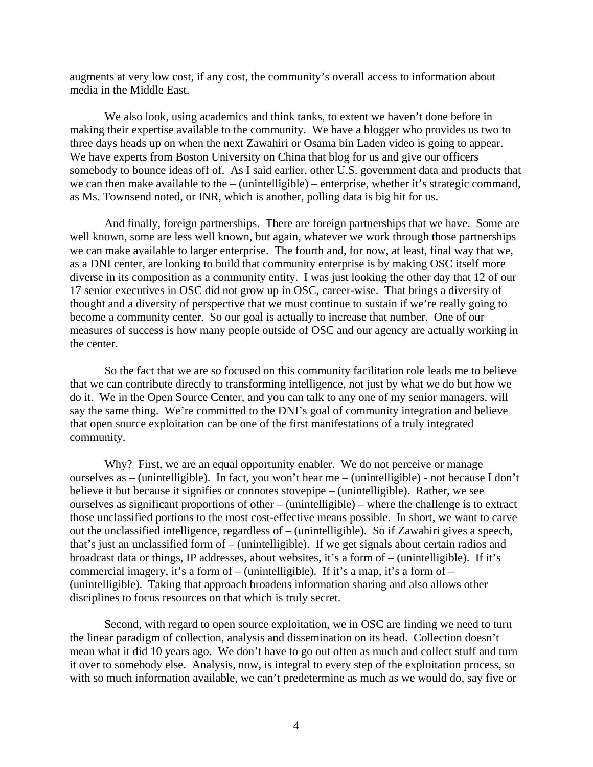augments at very low cost, if any cost, the community's overall access to information about media in the Middle East.

We also look, using academics and think tanks, to extent we haven't done before in making their expertise available to the community. We have a blogger who provides us two to three days heads up on when the next Zawahiri or Osama bin Laden video is going to appear. We have experts from Boston University on China that blog for us and give our officers somebody to bounce ideas off of. As I said earlier, other U.S. government data and products that we can then make available to the – (unintelligible) – enterprise, whether it's strategic command, as Ms. Townsend noted, or INR, which is another, polling data is big hit for us.

And finally, foreign partnerships. There are foreign partnerships that we have. Some are well known, some are less well known, but again, whatever we work through those partnerships we can make available to larger enterprise. The fourth and, for now, at least, final way that we, as a DNI center, are looking to build that community enterprise is by making OSC itself more diverse in its composition as a community entity. I was just looking the other day that 12 of our 17 senior executives in OSC did not grow up in OSC, career-wise. That brings a diversity of thought and a diversity of perspective that we must continue to sustain if we're really going to become a community center. So our goal is actually to increase that number. One of our measures of success is how many people outside of OSC and our agency are actually working in the center.

So the fact that we are so focused on this community facilitation role leads me to believe that we can contribute directly to transforming intelligence, not just by what we do but how we do it. We in the Open Source Center, and you can talk to any one of my senior managers, will say the same thing. We're committed to the DNI's goal of community integration and believe that open source exploitation can be one of the first manifestations of a truly integrated community.

Why? First, we are an equal opportunity enabler. We do not perceive or manage ourselves as – (unintelligible). In fact, you won't hear me – (unintelligible) - not because I don't believe it but because it signifies or connotes stovepipe – (unintelligible). Rather, we see ourselves as significant proportions of other – (unintelligible) – where the challenge is to extract those unclassified portions to the most cost-effective means possible. In short, we want to carve out the unclassified intelligence, regardless of – (unintelligible). So if Zawahiri gives a speech, that's just an unclassified form of – (unintelligible). If we get signals about certain radios and broadcast data or things, IP addresses, about websites, it's a form of – (unintelligible). If it's commercial imagery, it's a form of – (unintelligible). If it's a map, it's a form of – (unintelligible). Taking that approach broadens information sharing and also allows other disciplines to focus resources on that which is truly secret.

Second, with regard to open source exploitation, we in OSC are finding we need to turn the linear paradigm of collection, analysis and dissemination on its head. Collection doesn't mean what it did 10 years ago. We don't have to go out often as much and collect stuff and turn it over to somebody else. Analysis, now, is integral to every step of the exploitation process, so with so much information available, we can't predetermine as much as we would do, say five or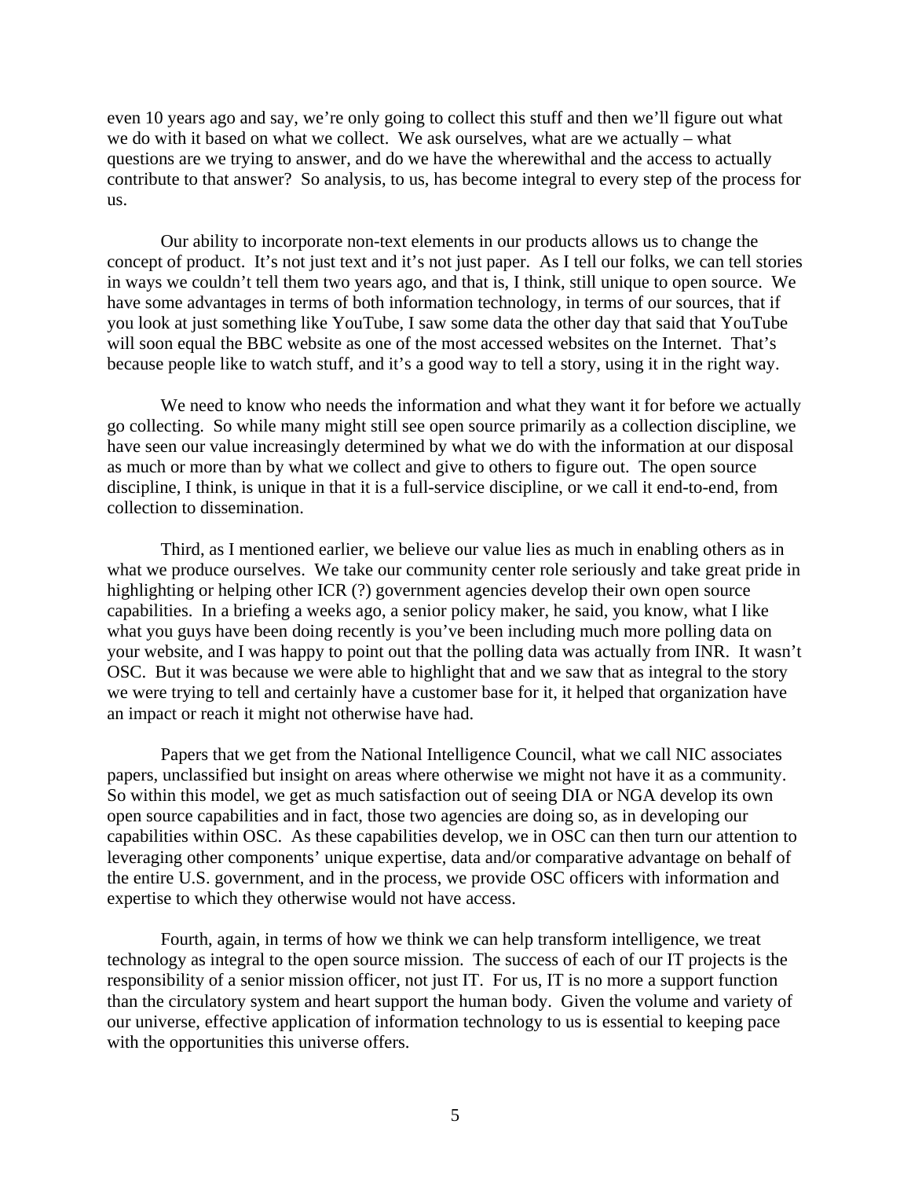even 10 years ago and say, we're only going to collect this stuff and then we'll figure out what we do with it based on what we collect. We ask ourselves, what are we actually – what questions are we trying to answer, and do we have the wherewithal and the access to actually contribute to that answer? So analysis, to us, has become integral to every step of the process for us.

Our ability to incorporate non-text elements in our products allows us to change the concept of product. It's not just text and it's not just paper. As I tell our folks, we can tell stories in ways we couldn't tell them two years ago, and that is, I think, still unique to open source. We have some advantages in terms of both information technology, in terms of our sources, that if you look at just something like YouTube, I saw some data the other day that said that YouTube will soon equal the BBC website as one of the most accessed websites on the Internet. That's because people like to watch stuff, and it's a good way to tell a story, using it in the right way.

We need to know who needs the information and what they want it for before we actually go collecting. So while many might still see open source primarily as a collection discipline, we have seen our value increasingly determined by what we do with the information at our disposal as much or more than by what we collect and give to others to figure out. The open source discipline, I think, is unique in that it is a full-service discipline, or we call it end-to-end, from collection to dissemination.

Third, as I mentioned earlier, we believe our value lies as much in enabling others as in what we produce ourselves. We take our community center role seriously and take great pride in highlighting or helping other ICR (?) government agencies develop their own open source capabilities. In a briefing a weeks ago, a senior policy maker, he said, you know, what I like what you guys have been doing recently is you've been including much more polling data on your website, and I was happy to point out that the polling data was actually from INR. It wasn't OSC. But it was because we were able to highlight that and we saw that as integral to the story we were trying to tell and certainly have a customer base for it, it helped that organization have an impact or reach it might not otherwise have had.

Papers that we get from the National Intelligence Council, what we call NIC associates papers, unclassified but insight on areas where otherwise we might not have it as a community. So within this model, we get as much satisfaction out of seeing DIA or NGA develop its own open source capabilities and in fact, those two agencies are doing so, as in developing our capabilities within OSC. As these capabilities develop, we in OSC can then turn our attention to leveraging other components' unique expertise, data and/or comparative advantage on behalf of the entire U.S. government, and in the process, we provide OSC officers with information and expertise to which they otherwise would not have access.

Fourth, again, in terms of how we think we can help transform intelligence, we treat technology as integral to the open source mission. The success of each of our IT projects is the responsibility of a senior mission officer, not just IT. For us, IT is no more a support function than the circulatory system and heart support the human body. Given the volume and variety of our universe, effective application of information technology to us is essential to keeping pace with the opportunities this universe offers.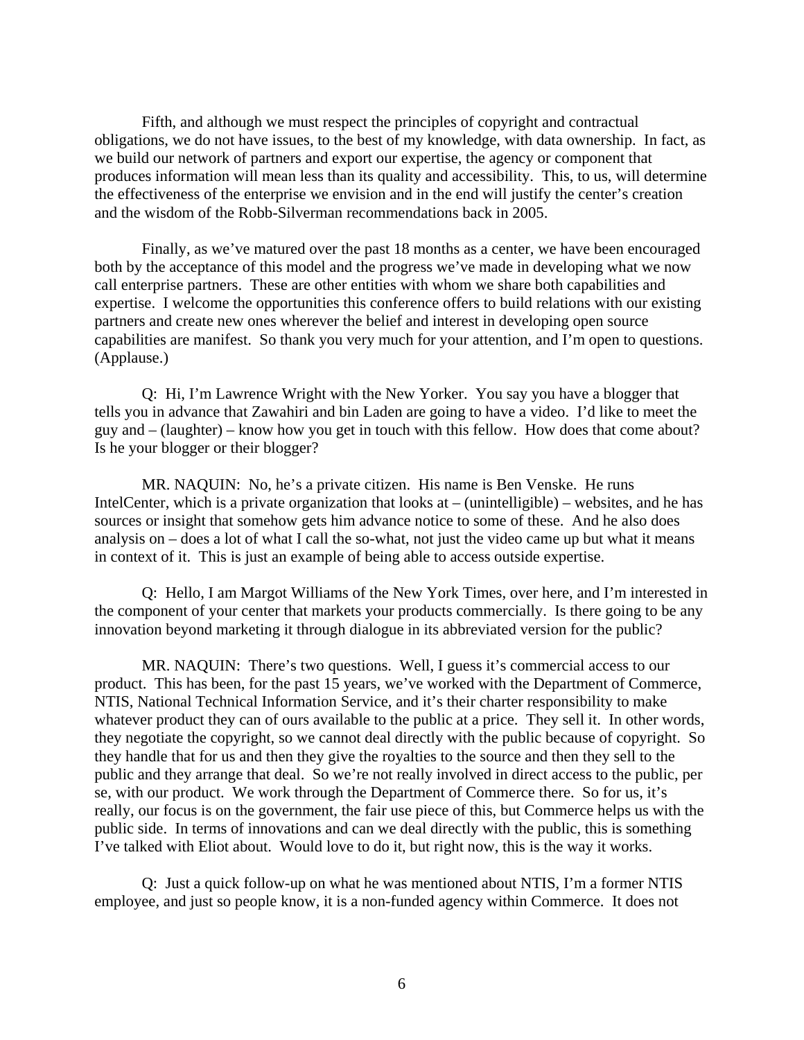Fifth, and although we must respect the principles of copyright and contractual obligations, we do not have issues, to the best of my knowledge, with data ownership. In fact, as we build our network of partners and export our expertise, the agency or component that produces information will mean less than its quality and accessibility. This, to us, will determine the effectiveness of the enterprise we envision and in the end will justify the center's creation and the wisdom of the Robb-Silverman recommendations back in 2005.

Finally, as we've matured over the past 18 months as a center, we have been encouraged both by the acceptance of this model and the progress we've made in developing what we now call enterprise partners. These are other entities with whom we share both capabilities and expertise. I welcome the opportunities this conference offers to build relations with our existing partners and create new ones wherever the belief and interest in developing open source capabilities are manifest. So thank you very much for your attention, and I'm open to questions. (Applause.)

Q: Hi, I'm Lawrence Wright with the New Yorker. You say you have a blogger that tells you in advance that Zawahiri and bin Laden are going to have a video. I'd like to meet the guy and – (laughter) – know how you get in touch with this fellow. How does that come about? Is he your blogger or their blogger?

MR. NAQUIN: No, he's a private citizen. His name is Ben Venske. He runs IntelCenter, which is a private organization that looks at – (unintelligible) – websites, and he has sources or insight that somehow gets him advance notice to some of these. And he also does analysis on – does a lot of what I call the so-what, not just the video came up but what it means in context of it. This is just an example of being able to access outside expertise.

Q: Hello, I am Margot Williams of the New York Times, over here, and I'm interested in the component of your center that markets your products commercially. Is there going to be any innovation beyond marketing it through dialogue in its abbreviated version for the public?

MR. NAQUIN: There's two questions. Well, I guess it's commercial access to our product. This has been, for the past 15 years, we've worked with the Department of Commerce, NTIS, National Technical Information Service, and it's their charter responsibility to make whatever product they can of ours available to the public at a price. They sell it. In other words, they negotiate the copyright, so we cannot deal directly with the public because of copyright. So they handle that for us and then they give the royalties to the source and then they sell to the public and they arrange that deal. So we're not really involved in direct access to the public, per se, with our product. We work through the Department of Commerce there. So for us, it's really, our focus is on the government, the fair use piece of this, but Commerce helps us with the public side. In terms of innovations and can we deal directly with the public, this is something I've talked with Eliot about. Would love to do it, but right now, this is the way it works.

Q: Just a quick follow-up on what he was mentioned about NTIS, I'm a former NTIS employee, and just so people know, it is a non-funded agency within Commerce. It does not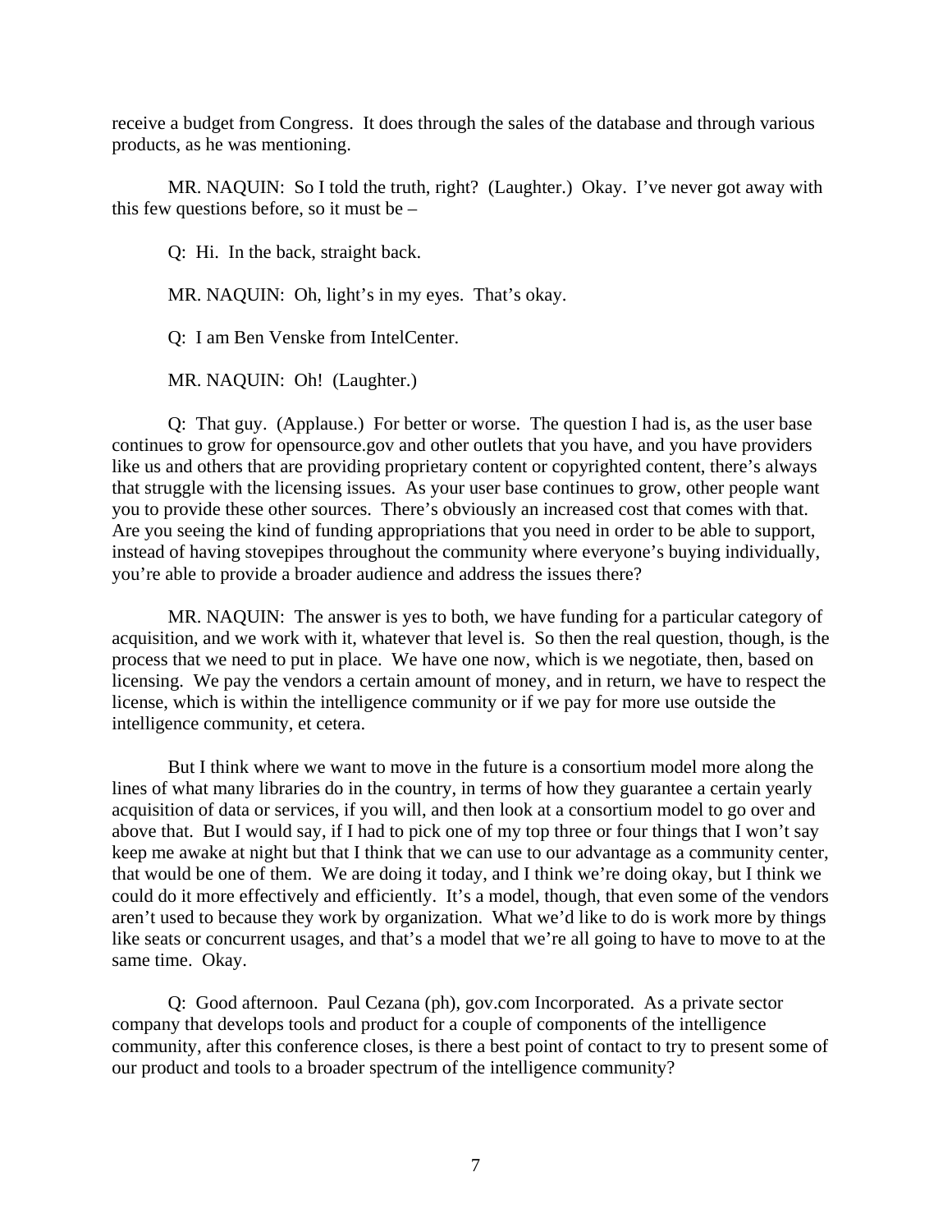receive a budget from Congress. It does through the sales of the database and through various products, as he was mentioning.

MR. NAQUIN: So I told the truth, right? (Laughter.) Okay. I've never got away with this few questions before, so it must be –

Q: Hi. In the back, straight back.

MR. NAQUIN: Oh, light's in my eyes. That's okay.

Q: I am Ben Venske from IntelCenter.

MR. NAQUIN: Oh! (Laughter.)

Q: That guy. (Applause.) For better or worse. The question I had is, as the user base continues to grow for opensource.gov and other outlets that you have, and you have providers like us and others that are providing proprietary content or copyrighted content, there's always that struggle with the licensing issues. As your user base continues to grow, other people want you to provide these other sources. There's obviously an increased cost that comes with that. Are you seeing the kind of funding appropriations that you need in order to be able to support, instead of having stovepipes throughout the community where everyone's buying individually, you're able to provide a broader audience and address the issues there?

MR. NAQUIN: The answer is yes to both, we have funding for a particular category of acquisition, and we work with it, whatever that level is. So then the real question, though, is the process that we need to put in place. We have one now, which is we negotiate, then, based on licensing. We pay the vendors a certain amount of money, and in return, we have to respect the license, which is within the intelligence community or if we pay for more use outside the intelligence community, et cetera.

But I think where we want to move in the future is a consortium model more along the lines of what many libraries do in the country, in terms of how they guarantee a certain yearly acquisition of data or services, if you will, and then look at a consortium model to go over and above that. But I would say, if I had to pick one of my top three or four things that I won't say keep me awake at night but that I think that we can use to our advantage as a community center, that would be one of them. We are doing it today, and I think we're doing okay, but I think we could do it more effectively and efficiently. It's a model, though, that even some of the vendors aren't used to because they work by organization. What we'd like to do is work more by things like seats or concurrent usages, and that's a model that we're all going to have to move to at the same time. Okay.

Q: Good afternoon. Paul Cezana (ph), gov.com Incorporated. As a private sector company that develops tools and product for a couple of components of the intelligence community, after this conference closes, is there a best point of contact to try to present some of our product and tools to a broader spectrum of the intelligence community?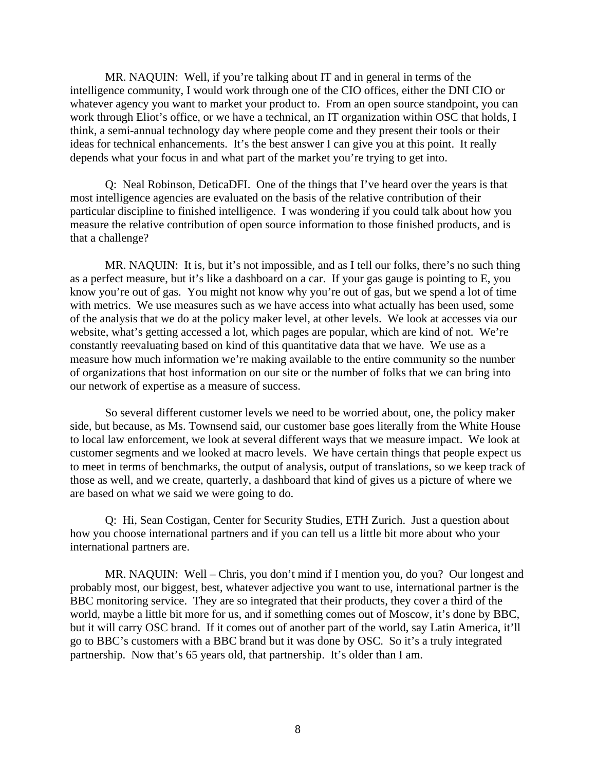MR. NAQUIN: Well, if you're talking about IT and in general in terms of the intelligence community, I would work through one of the CIO offices, either the DNI CIO or whatever agency you want to market your product to. From an open source standpoint, you can work through Eliot's office, or we have a technical, an IT organization within OSC that holds, I think, a semi-annual technology day where people come and they present their tools or their ideas for technical enhancements. It's the best answer I can give you at this point. It really depends what your focus in and what part of the market you're trying to get into.

Q: Neal Robinson, DeticaDFI. One of the things that I've heard over the years is that most intelligence agencies are evaluated on the basis of the relative contribution of their particular discipline to finished intelligence. I was wondering if you could talk about how you measure the relative contribution of open source information to those finished products, and is that a challenge?

MR. NAQUIN: It is, but it's not impossible, and as I tell our folks, there's no such thing as a perfect measure, but it's like a dashboard on a car. If your gas gauge is pointing to E, you know you're out of gas. You might not know why you're out of gas, but we spend a lot of time with metrics. We use measures such as we have access into what actually has been used, some of the analysis that we do at the policy maker level, at other levels. We look at accesses via our website, what's getting accessed a lot, which pages are popular, which are kind of not. We're constantly reevaluating based on kind of this quantitative data that we have. We use as a measure how much information we're making available to the entire community so the number of organizations that host information on our site or the number of folks that we can bring into our network of expertise as a measure of success.

So several different customer levels we need to be worried about, one, the policy maker side, but because, as Ms. Townsend said, our customer base goes literally from the White House to local law enforcement, we look at several different ways that we measure impact. We look at customer segments and we looked at macro levels. We have certain things that people expect us to meet in terms of benchmarks, the output of analysis, output of translations, so we keep track of those as well, and we create, quarterly, a dashboard that kind of gives us a picture of where we are based on what we said we were going to do.

Q: Hi, Sean Costigan, Center for Security Studies, ETH Zurich. Just a question about how you choose international partners and if you can tell us a little bit more about who your international partners are.

MR. NAQUIN: Well – Chris, you don't mind if I mention you, do you? Our longest and probably most, our biggest, best, whatever adjective you want to use, international partner is the BBC monitoring service. They are so integrated that their products, they cover a third of the world, maybe a little bit more for us, and if something comes out of Moscow, it's done by BBC, but it will carry OSC brand. If it comes out of another part of the world, say Latin America, it'll go to BBC's customers with a BBC brand but it was done by OSC. So it's a truly integrated partnership. Now that's 65 years old, that partnership. It's older than I am.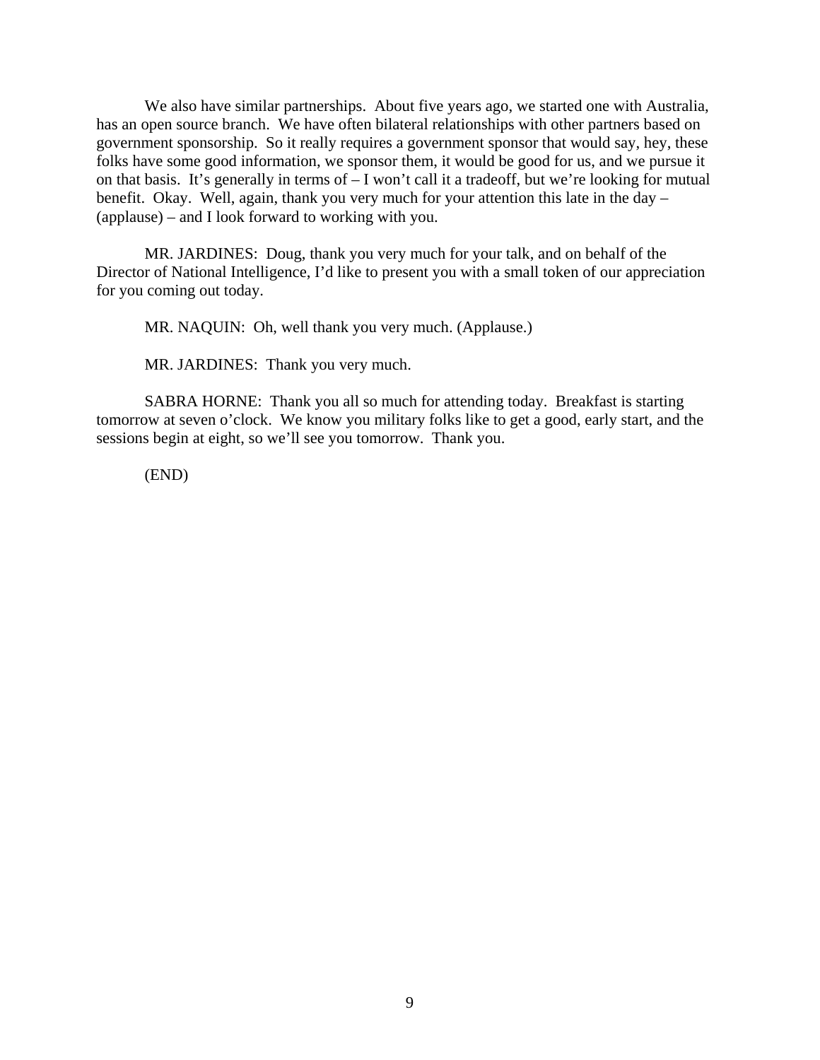We also have similar partnerships. About five years ago, we started one with Australia, has an open source branch. We have often bilateral relationships with other partners based on government sponsorship. So it really requires a government sponsor that would say, hey, these folks have some good information, we sponsor them, it would be good for us, and we pursue it on that basis. It's generally in terms of – I won't call it a tradeoff, but we're looking for mutual benefit. Okay. Well, again, thank you very much for your attention this late in the day – (applause) – and I look forward to working with you.

MR. JARDINES: Doug, thank you very much for your talk, and on behalf of the Director of National Intelligence, I'd like to present you with a small token of our appreciation for you coming out today.

MR. NAQUIN: Oh, well thank you very much. (Applause.)

MR. JARDINES: Thank you very much.

SABRA HORNE: Thank you all so much for attending today. Breakfast is starting tomorrow at seven o'clock. We know you military folks like to get a good, early start, and the sessions begin at eight, so we'll see you tomorrow. Thank you.

(END)